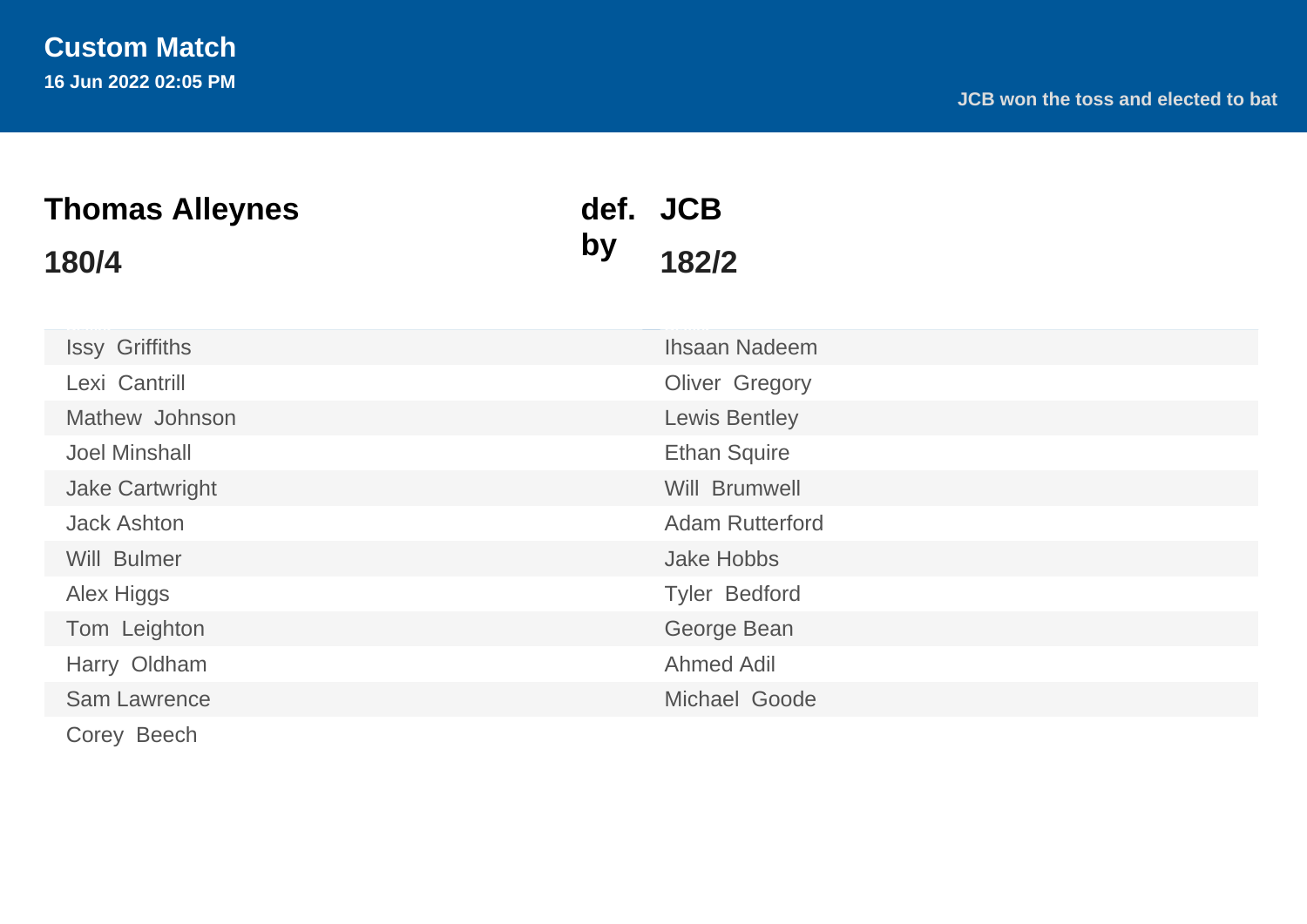# Custom Match

**16 Jun 2022 02:05 PM**

JCB won the toss and elected to bat

## Thomas Alleynes 180/4 def. by JCB 182/2

| Thomas Alleynes | JCB |
|---|---|
| Issy Griffiths | Ihsaan Nadeem |
| Lexi Cantrill | Oliver Gregory |
| Mathew Johnson | Lewis Bentley |
| Joel Minshall | Ethan Squire |
| Jake Cartwright | Will Brumwell |
| Jack Ashton | Adam Rutterford |
| Will Bulmer | Jake Hobbs |
| Alex Higgs | Tyler Bedford |
| Tom Leighton | George Bean |
| Harry Oldham | Ahmed Adil |
| Sam Lawrence | Michael Goode |
| Corey Beech | |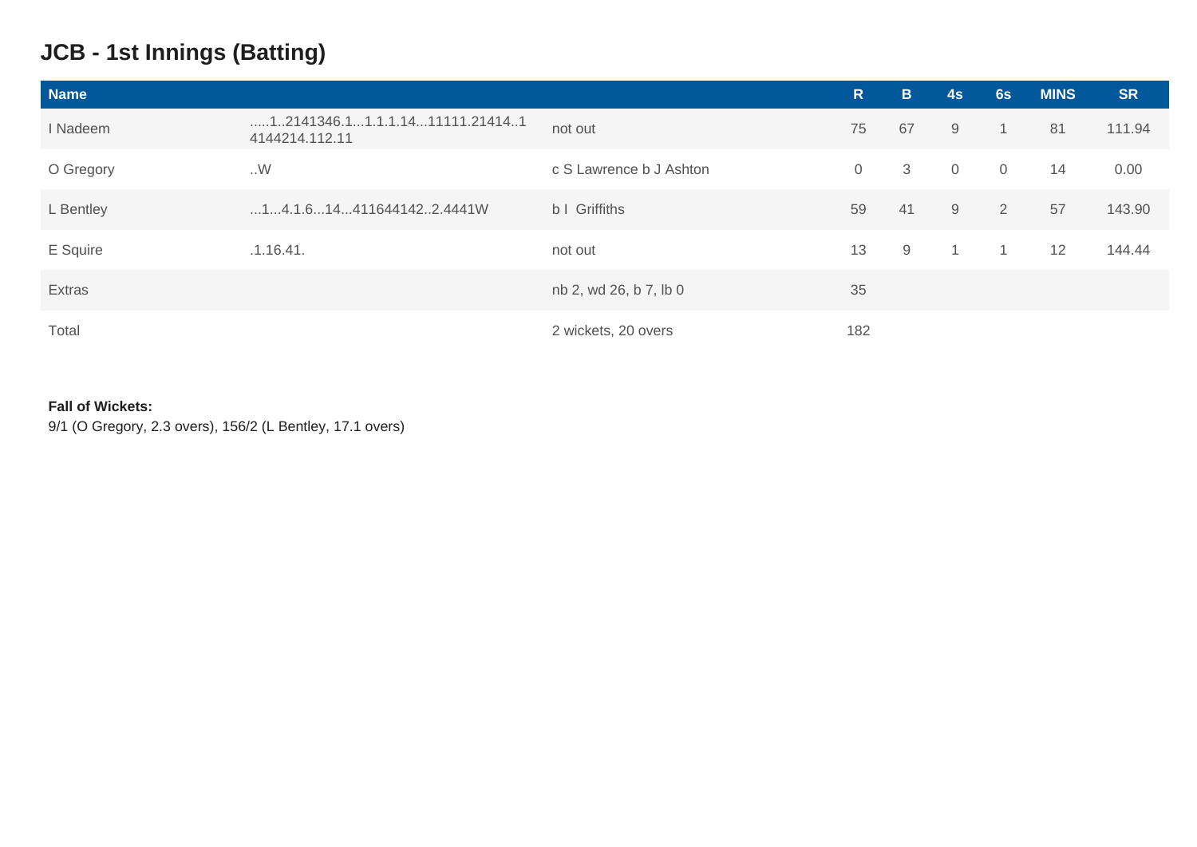## JCB - 1st Innings (Batting)

| Name | | | R | B | 4s | 6s | MINS | SR |
|---|---|---|---|---|---|---|---|---|
| I Nadeem | .....1..2141346.1...1.1.1.14...11111.21414..1 4144214.112.11 | not out | 75 | 67 | 9 | 1 | 81 | 111.94 |
| O Gregory | ..W | c S Lawrence b J Ashton | 0 | 3 | 0 | 0 | 14 | 0.00 |
| L Bentley | ...1...4.1.6...14...411644142..2.4441W | b I Griffiths | 59 | 41 | 9 | 2 | 57 | 143.90 |
| E Squire | .1.16.41. | not out | 13 | 9 | 1 | 1 | 12 | 144.44 |
| Extras | | nb 2, wd 26, b 7, lb 0 | 35 | | | | | |
| Total | | 2 wickets, 20 overs | 182 | | | | | |

**Fall of Wickets:**
9/1 (O Gregory, 2.3 overs), 156/2 (L Bentley, 17.1 overs)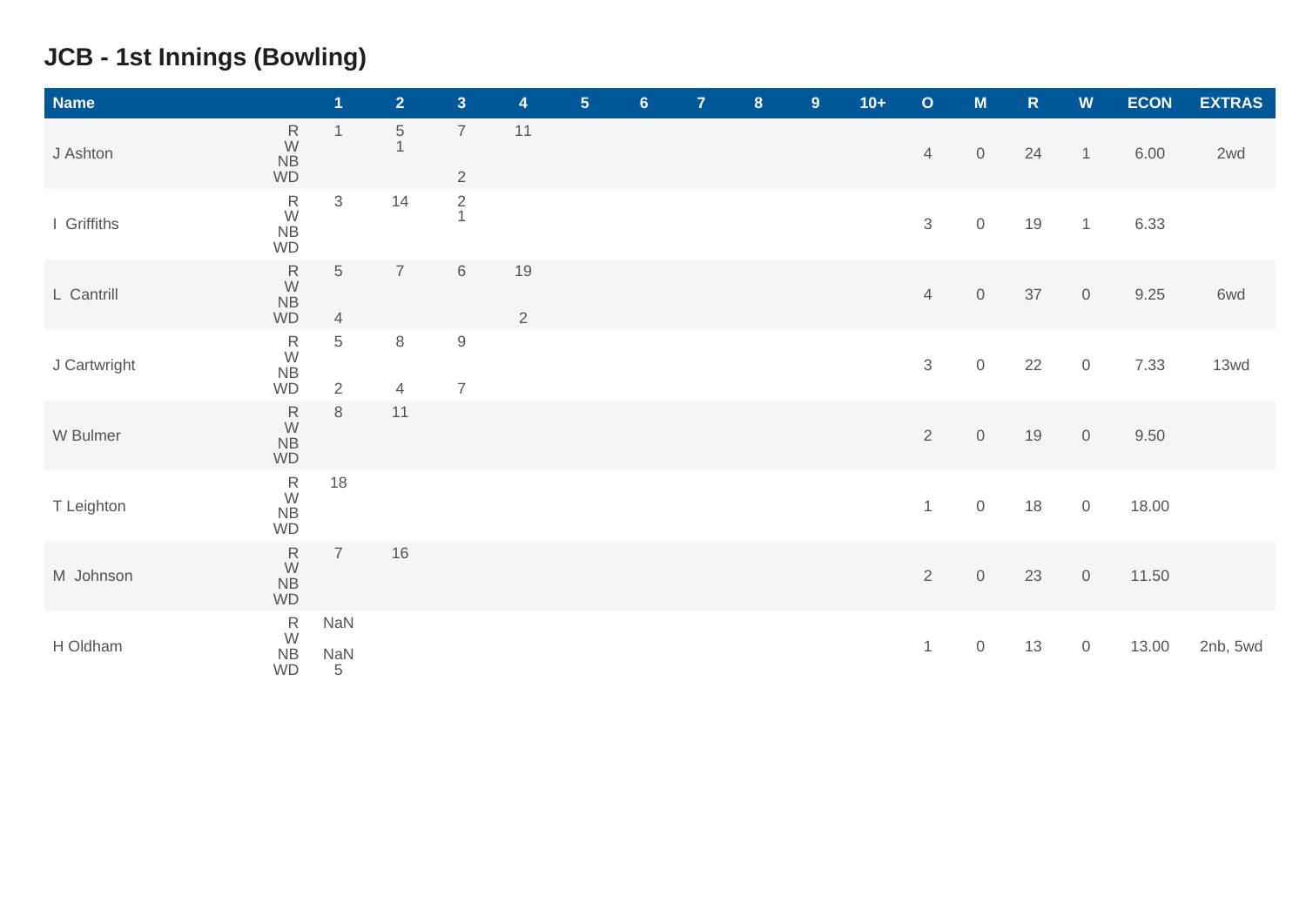# JCB - 1st Innings (Bowling)

| Name | | 1 | 2 | 3 | 4 | 5 | 6 | 7 | 8 | 9 | 10+ | O | M | R | W | ECON | EXTRAS |
|---|---|---|---|---|---|---|---|---|---|---|---|---|---|---|---|---|---|
| J Ashton | R<br>W<br>NB<br>WD | 1 | 5<br>1 | 7<br><br><br>2 | 11 | | | | | | | 4 | 0 | 24 | 1 | 6.00 | 2wd |
| I Griffiths | R<br>W<br>NB<br>WD | 3 | 14 | 2<br>1 | | | | | | | | 3 | 0 | 19 | 1 | 6.33 | |
| L Cantrill | R<br>W<br>NB<br>WD | 5<br><br><br>4 | 7 | 6 | 19<br><br><br>2 | | | | | | | 4 | 0 | 37 | 0 | 9.25 | 6wd |
| J Cartwright | R<br>W<br>NB<br>WD | 5<br><br><br>2 | 8<br><br><br>4 | 9<br><br><br>7 | | | | | | | | 3 | 0 | 22 | 0 | 7.33 | 13wd |
| W Bulmer | R<br>W<br>NB<br>WD | 8 | 11 | | | | | | | | | 2 | 0 | 19 | 0 | 9.50 | |
| T Leighton | R<br>W<br>NB<br>WD | 18 | | | | | | | | | | 1 | 0 | 18 | 0 | 18.00 | |
| M Johnson | R<br>W<br>NB<br>WD | 7 | 16 | | | | | | | | | 2 | 0 | 23 | 0 | 11.50 | |
| H Oldham | R<br>W<br>NB<br>WD | NaN<br><br>NaN<br>5 | | | | | | | | | | 1 | 0 | 13 | 0 | 13.00 | 2nb, 5wd |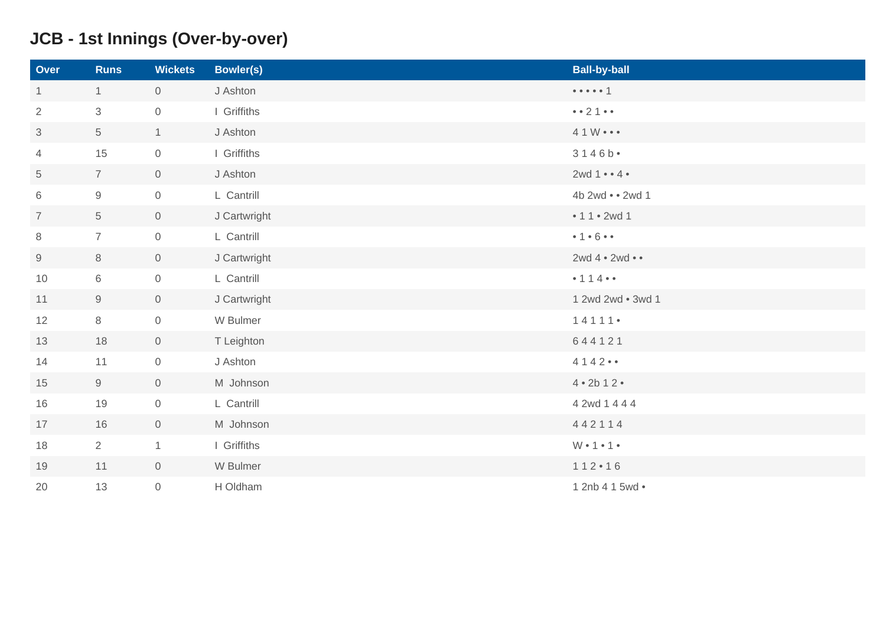## JCB - 1st Innings (Over-by-over)

| Over | Runs | Wickets | Bowler(s) | Ball-by-ball |
|---|---|---|---|---|
| 1 | 1 | 0 | J Ashton | • • • • • 1 |
| 2 | 3 | 0 | I Griffiths | • • 2 1 • • |
| 3 | 5 | 1 | J Ashton | 4 1 W • • • |
| 4 | 15 | 0 | I Griffiths | 3 1 4 6 b • |
| 5 | 7 | 0 | J Ashton | 2wd 1 • • 4 • |
| 6 | 9 | 0 | L Cantrill | 4b 2wd • • 2wd 1 |
| 7 | 5 | 0 | J Cartwright | • 1 1 • 2wd 1 |
| 8 | 7 | 0 | L Cantrill | • 1 • 6 • • |
| 9 | 8 | 0 | J Cartwright | 2wd 4 • 2wd • • |
| 10 | 6 | 0 | L Cantrill | • 1 1 4 • • |
| 11 | 9 | 0 | J Cartwright | 1 2wd 2wd • 3wd 1 |
| 12 | 8 | 0 | W Bulmer | 1 4 1 1 1 • |
| 13 | 18 | 0 | T Leighton | 6 4 4 1 2 1 |
| 14 | 11 | 0 | J Ashton | 4 1 4 2 • • |
| 15 | 9 | 0 | M Johnson | 4 • 2b 1 2 • |
| 16 | 19 | 0 | L Cantrill | 4 2wd 1 4 4 4 |
| 17 | 16 | 0 | M Johnson | 4 4 2 1 1 4 |
| 18 | 2 | 1 | I Griffiths | W • 1 • 1 • |
| 19 | 11 | 0 | W Bulmer | 1 1 2 • 1 6 |
| 20 | 13 | 0 | H Oldham | 1 2nb 4 1 5wd • |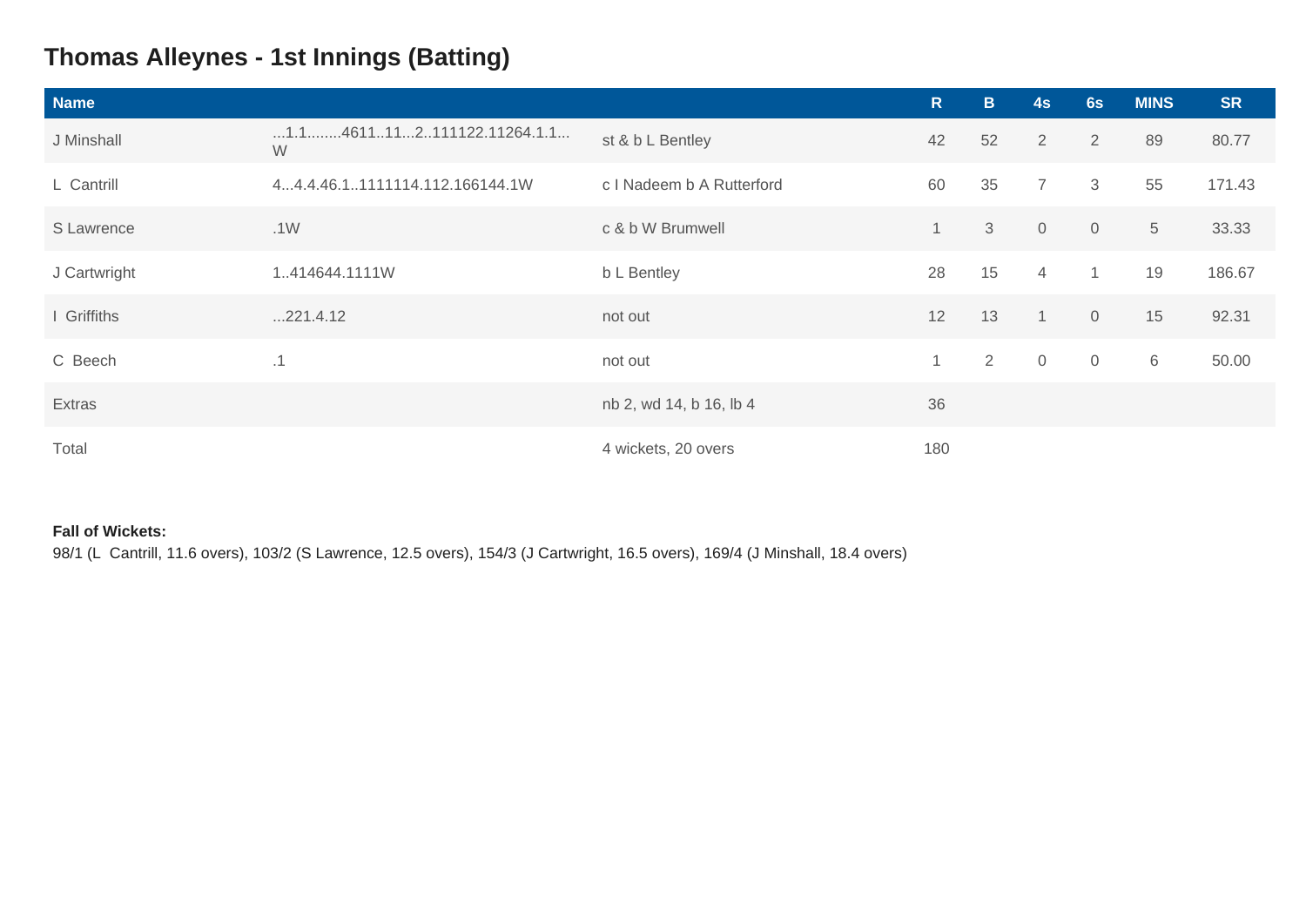## Thomas Alleynes - 1st Innings (Batting)

| Name | | | R | B | 4s | 6s | MINS | SR |
|---|---|---|---|---|---|---|---|---|
| J Minshall | ...1.1........4611..11...2..111122.11264.1.1...W | st & b L Bentley | 42 | 52 | 2 | 2 | 89 | 80.77 |
| L Cantrill | 4...4.4.46.1..1111114.112.166144.1W | c I Nadeem b A Rutterford | 60 | 35 | 7 | 3 | 55 | 171.43 |
| S Lawrence | .1W | c & b W Brumwell | 1 | 3 | 0 | 0 | 5 | 33.33 |
| J Cartwright | 1..414644.1111W | b L Bentley | 28 | 15 | 4 | 1 | 19 | 186.67 |
| I Griffiths | ...221.4.12 | not out | 12 | 13 | 1 | 0 | 15 | 92.31 |
| C Beech | .1 | not out | 1 | 2 | 0 | 0 | 6 | 50.00 |
| Extras | | nb 2, wd 14, b 16, lb 4 | 36 | | | | | |
| Total | | 4 wickets, 20 overs | 180 | | | | | |

**Fall of Wickets:**
98/1 (L Cantrill, 11.6 overs), 103/2 (S Lawrence, 12.5 overs), 154/3 (J Cartwright, 16.5 overs), 169/4 (J Minshall, 18.4 overs)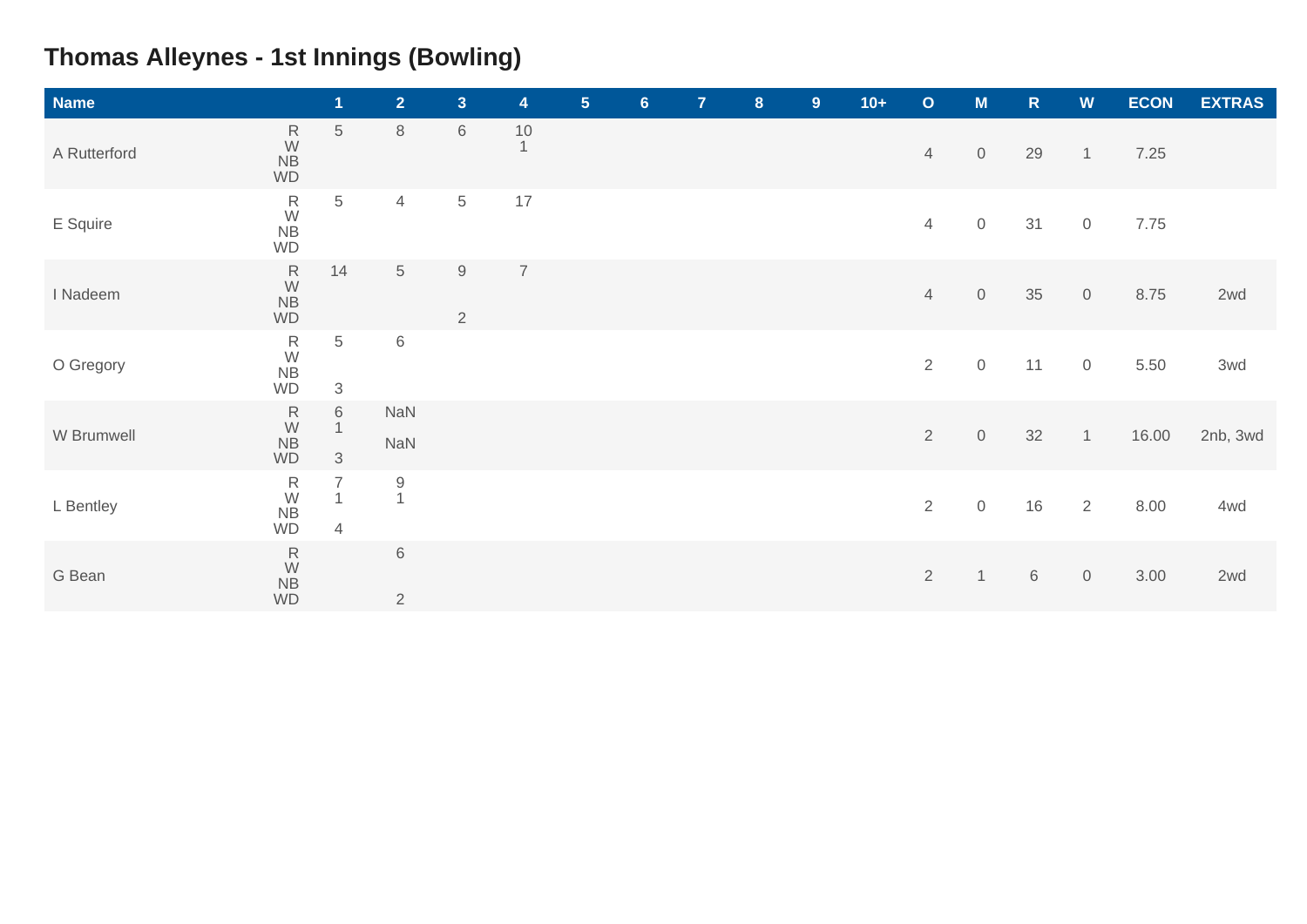# Thomas Alleynes - 1st Innings (Bowling)

| Name | | 1 | 2 | 3 | 4 | 5 | 6 | 7 | 8 | 9 | 10+ | O | M | R | W | ECON | EXTRAS |
|---|---|---|---|---|---|---|---|---|---|---|---|---|---|---|---|---|---|
| A Rutterford | R<br>W<br>NB<br>WD | 5 | 8 | 6 | 10<br>1 | | | | | | | 4 | 0 | 29 | 1 | 7.25 | |
| E Squire | R<br>W<br>NB<br>WD | 5 | 4 | 5 | 17 | | | | | | | 4 | 0 | 31 | 0 | 7.75 | |
| I Nadeem | R<br>W<br>NB<br>WD | 14 | 5 | 9<br><br><br>2 | 7 | | | | | | | 4 | 0 | 35 | 0 | 8.75 | 2wd |
| O Gregory | R<br>W<br>NB<br>WD | 5<br><br><br>3 | 6 | | | | | | | | | 2 | 0 | 11 | 0 | 5.50 | 3wd |
| W Brumwell | R<br>W<br>NB<br>WD | 6<br>1<br><br>3 | NaN<br><br>NaN | | | | | | | | | 2 | 0 | 32 | 1 | 16.00 | 2nb, 3wd |
| L Bentley | R<br>W<br>NB<br>WD | 7<br>1<br><br>4 | 9<br>1 | | | | | | | | | 2 | 0 | 16 | 2 | 8.00 | 4wd |
| G Bean | R<br>W<br>NB<br>WD | | 6<br><br><br>2 | | | | | | | | | 2 | 1 | 6 | 0 | 3.00 | 2wd |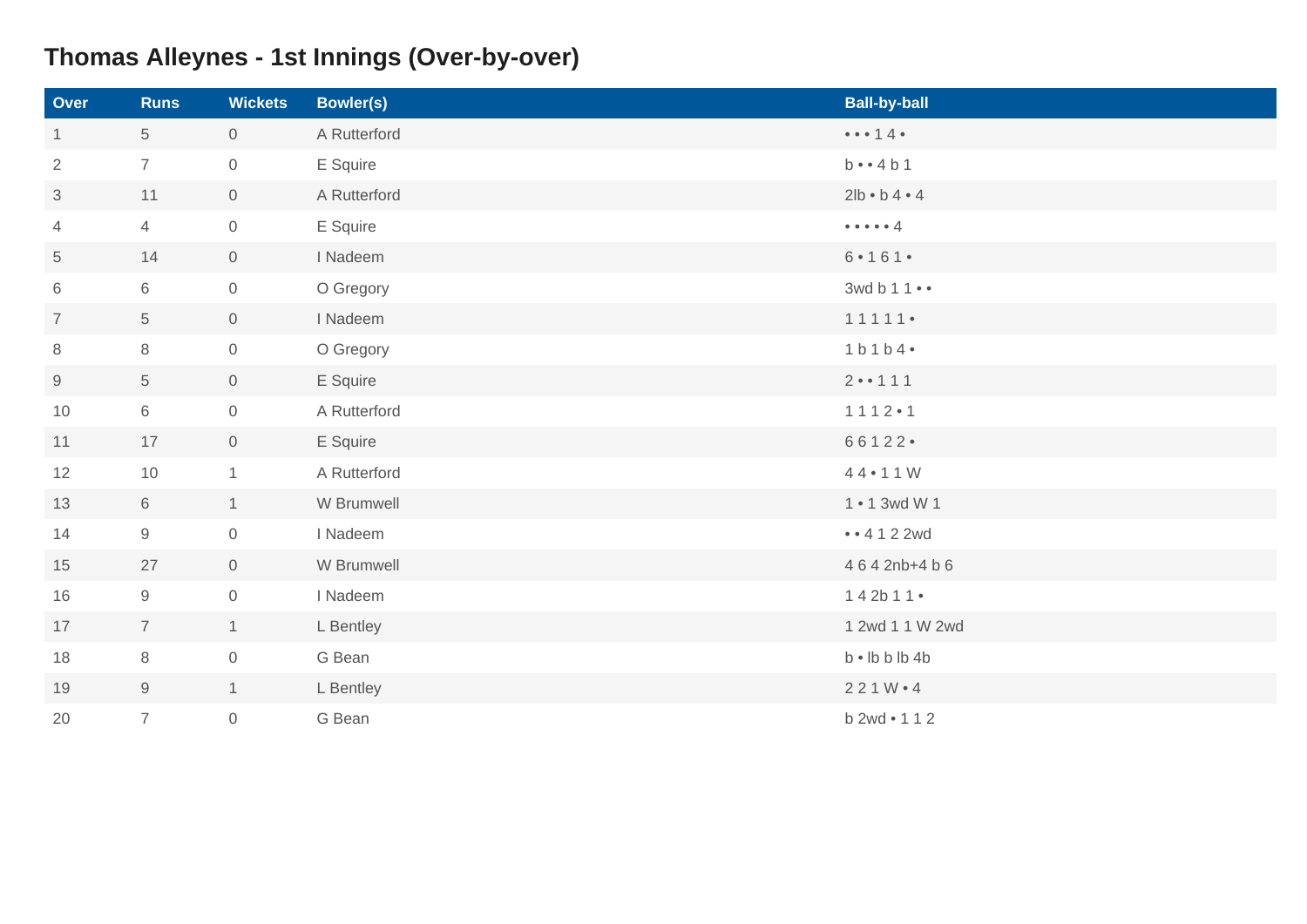## Thomas Alleynes - 1st Innings (Over-by-over)

| Over | Runs | Wickets | Bowler(s) | Ball-by-ball |
|---|---|---|---|---|
| 1 | 5 | 0 | A Rutterford | • • • 1 4 • |
| 2 | 7 | 0 | E Squire | b • • 4 b 1 |
| 3 | 11 | 0 | A Rutterford | 2lb • b 4 • 4 |
| 4 | 4 | 0 | E Squire | • • • • • 4 |
| 5 | 14 | 0 | I Nadeem | 6 • 1 6 1 • |
| 6 | 6 | 0 | O Gregory | 3wd b 1 1 • • |
| 7 | 5 | 0 | I Nadeem | 1 1 1 1 1 • |
| 8 | 8 | 0 | O Gregory | 1 b 1 b 4 • |
| 9 | 5 | 0 | E Squire | 2 • • 1 1 1 |
| 10 | 6 | 0 | A Rutterford | 1 1 1 2 • 1 |
| 11 | 17 | 0 | E Squire | 6 6 1 2 2 • |
| 12 | 10 | 1 | A Rutterford | 4 4 • 1 1 W |
| 13 | 6 | 1 | W Brumwell | 1 • 1 3wd W 1 |
| 14 | 9 | 0 | I Nadeem | • • 4 1 2 2wd |
| 15 | 27 | 0 | W Brumwell | 4 6 4 2nb+4 b 6 |
| 16 | 9 | 0 | I Nadeem | 1 4 2b 1 1 • |
| 17 | 7 | 1 | L Bentley | 1 2wd 1 1 W 2wd |
| 18 | 8 | 0 | G Bean | b • lb b lb 4b |
| 19 | 9 | 1 | L Bentley | 2 2 1 W • 4 |
| 20 | 7 | 0 | G Bean | b 2wd • 1 1 2 |